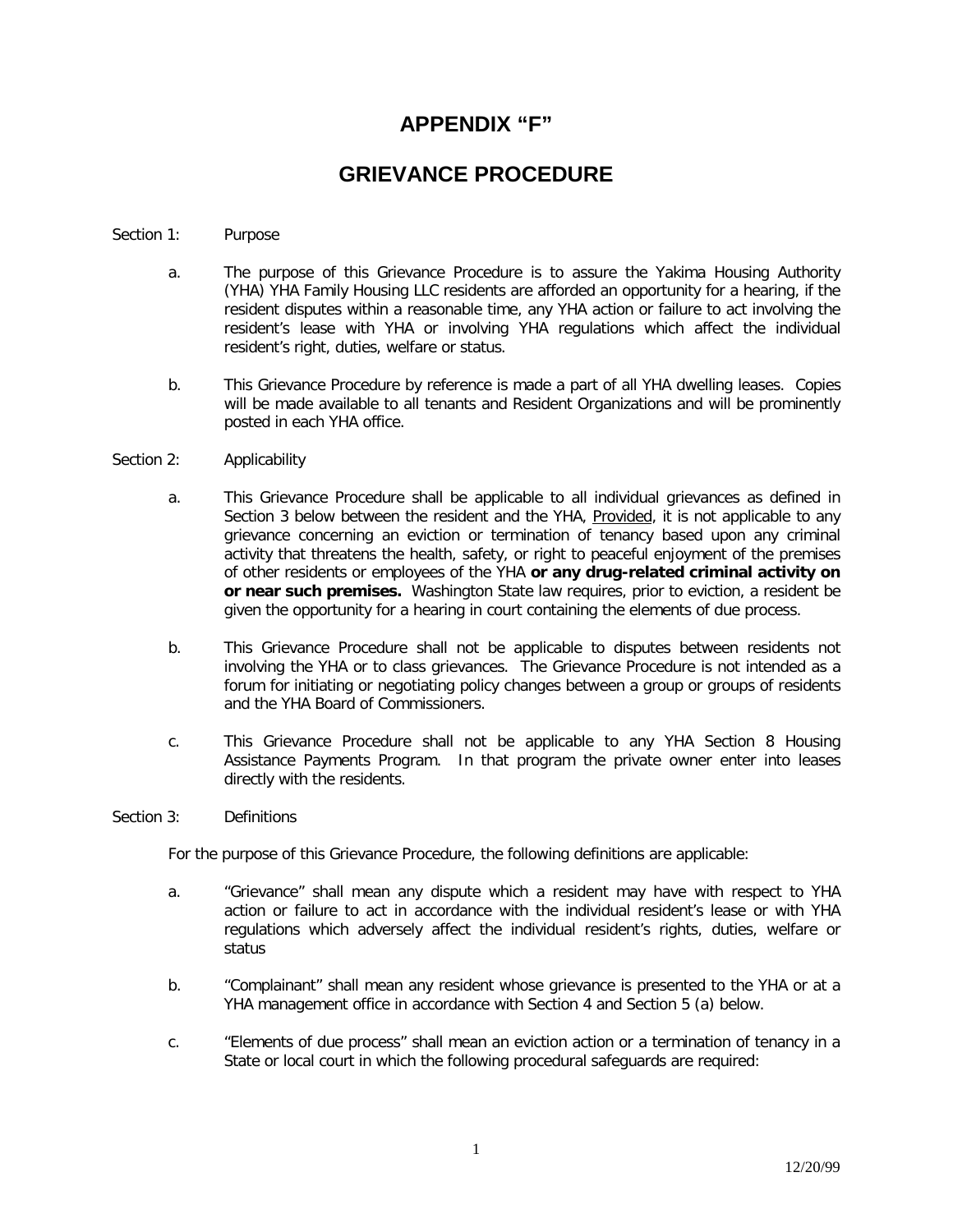# APPENDIX "F"

# GRIEVANCE PROCEDURE

Section 1: Purpose

a. The purpose of this Grievance Procedure is to assure the Yakima Housing Authority (YHA) YHA Family Housing LLC residents are afforded an opportunity for a hearing, if the resident disputes within a reasonable time, any YHA action or failure to act involving the resident's lease with YHA or involving YHA regulations which affect the individual resident's right, duties, welfare or status.

b. This Grievance Procedure by reference is made a part of all YHA dwelling leases. Copies will be made available to all tenants and Resident Organizations and will be prominently posted in each YHA office.

Section 2: Applicability

a. This Grievance Procedure shall be applicable to all individual grievances as defined in Section 3 below between the resident and the YHA, <u>Provided</u>, it is not applicable to any grievance concerning an eviction or termination of tenancy based upon any criminal activity that threatens the health, safety, or right to peaceful enjoyment of the premises of other residents or employees of the YHA **or any drug-related criminal activity on or near such premises.** Washington State law requires, prior to eviction, a resident be given the opportunity for a hearing in court containing the elements of due process.

b. This Grievance Procedure shall not be applicable to disputes between residents not involving the YHA or to class grievances. The Grievance Procedure is not intended as a forum for initiating or negotiating policy changes between a group or groups of residents and the YHA Board of Commissioners.

c. This Grievance Procedure shall not be applicable to any YHA Section 8 Housing Assistance Payments Program. In that program the private owner enter into leases directly with the residents.

Section 3: Definitions

For the purpose of this Grievance Procedure, the following definitions are applicable:

a. "Grievance" shall mean any dispute which a resident may have with respect to YHA action or failure to act in accordance with the individual resident's lease or with YHA regulations which adversely affect the individual resident's rights, duties, welfare or status

b. "Complainant" shall mean any resident whose grievance is presented to the YHA or at a YHA management office in accordance with Section 4 and Section 5 (a) below.

c. "Elements of due process" shall mean an eviction action or a termination of tenancy in a State or local court in which the following procedural safeguards are required: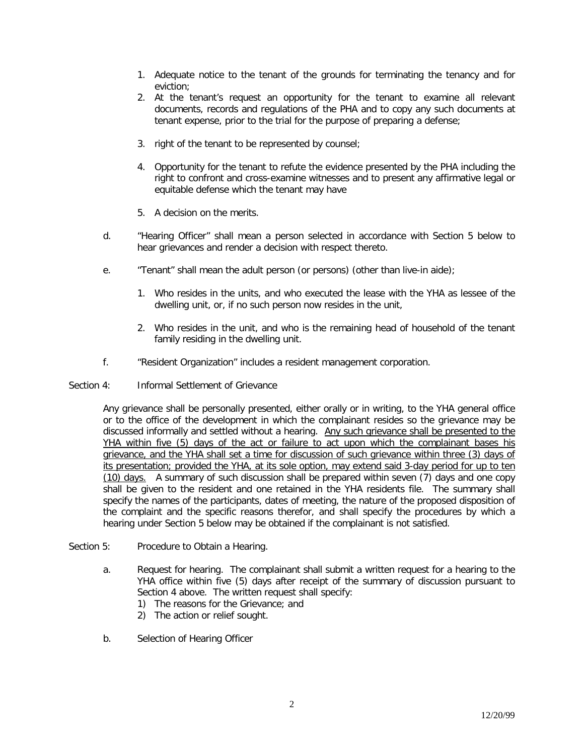1. Adequate notice to the tenant of the grounds for terminating the tenancy and for eviction;
2. At the tenant's request an opportunity for the tenant to examine all relevant documents, records and regulations of the PHA and to copy any such documents at tenant expense, prior to the trial for the purpose of preparing a defense;
3. right of the tenant to be represented by counsel;
4. Opportunity for the tenant to refute the evidence presented by the PHA including the right to confront and cross-examine witnesses and to present any affirmative legal or equitable defense which the tenant may have
5. A decision on the merits.

d. "Hearing Officer" shall mean a person selected in accordance with Section 5 below to hear grievances and render a decision with respect thereto.

e. "Tenant" shall mean the adult person (or persons) (other than live-in aide);

1. Who resides in the units, and who executed the lease with the YHA as lessee of the dwelling unit, or, if no such person now resides in the unit,
2. Who resides in the unit, and who is the remaining head of household of the tenant family residing in the dwelling unit.

f. "Resident Organization" includes a resident management corporation.

Section 4: Informal Settlement of Grievance

Any grievance shall be personally presented, either orally or in writing, to the YHA general office or to the office of the development in which the complainant resides so the grievance may be discussed informally and settled without a hearing. <u>Any such grievance shall be presented to the YHA within five (5) days of the act or failure to act upon which the complainant bases his grievance, and the YHA shall set a time for discussion of such grievance within three (3) days of its presentation; provided the YHA, at its sole option, may extend said 3-day period for up to ten (10) days.</u> A summary of such discussion shall be prepared within seven (7) days and one copy shall be given to the resident and one retained in the YHA residents file. The summary shall specify the names of the participants, dates of meeting, the nature of the proposed disposition of the complaint and the specific reasons therefor, and shall specify the procedures by which a hearing under Section 5 below may be obtained if the complainant is not satisfied.

Section 5: Procedure to Obtain a Hearing.

a. Request for hearing. The complainant shall submit a written request for a hearing to the YHA office within five (5) days after receipt of the summary of discussion pursuant to Section 4 above. The written request shall specify:
   1) The reasons for the Grievance; and
   2) The action or relief sought.

b. Selection of Hearing Officer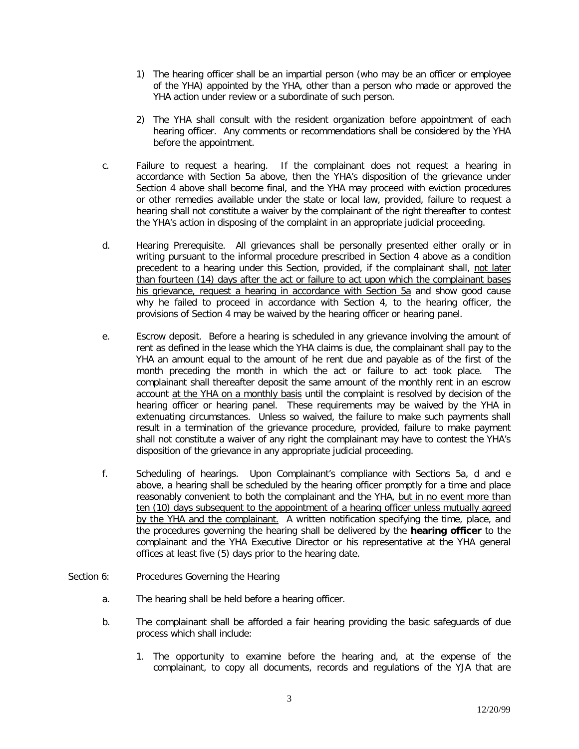1) The hearing officer shall be an impartial person (who may be an officer or employee of the YHA) appointed by the YHA, other than a person who made or approved the YHA action under review or a subordinate of such person.

2) The YHA shall consult with the resident organization before appointment of each hearing officer. Any comments or recommendations shall be considered by the YHA before the appointment.

c. Failure to request a hearing. If the complainant does not request a hearing in accordance with Section 5a above, then the YHA's disposition of the grievance under Section 4 above shall become final, and the YHA may proceed with eviction procedures or other remedies available under the state or local law, provided, failure to request a hearing shall not constitute a waiver by the complainant of the right thereafter to contest the YHA's action in disposing of the complaint in an appropriate judicial proceeding.

d. Hearing Prerequisite. All grievances shall be personally presented either orally or in writing pursuant to the informal procedure prescribed in Section 4 above as a condition precedent to a hearing under this Section, provided, if the complainant shall, <u>not later than fourteen (14) days after the act or failure to act upon which the complainant bases his grievance, request a hearing in accordance with Section 5a</u> and show good cause why he failed to proceed in accordance with Section 4, to the hearing officer, the provisions of Section 4 may be waived by the hearing officer or hearing panel.

e. Escrow deposit. Before a hearing is scheduled in any grievance involving the amount of rent as defined in the lease which the YHA claims is due, the complainant shall pay to the YHA an amount equal to the amount of he rent due and payable as of the first of the month preceding the month in which the act or failure to act took place. The complainant shall thereafter deposit the same amount of the monthly rent in an escrow account <u>at the YHA on a monthly basis</u> until the complaint is resolved by decision of the hearing officer or hearing panel. These requirements may be waived by the YHA in extenuating circumstances. Unless so waived, the failure to make such payments shall result in a termination of the grievance procedure, provided, failure to make payment shall not constitute a waiver of any right the complainant may have to contest the YHA's disposition of the grievance in any appropriate judicial proceeding.

f. Scheduling of hearings. Upon Complainant's compliance with Sections 5a, d and e above, a hearing shall be scheduled by the hearing officer promptly for a time and place reasonably convenient to both the complainant and the YHA, <u>but in no event more than ten (10) days subsequent to the appointment of a hearing officer unless mutually agreed by the YHA and the complainant.</u> A written notification specifying the time, place, and the procedures governing the hearing shall be delivered by the **hearing officer** to the complainant and the YHA Executive Director or his representative at the YHA general offices <u>at least five (5) days prior to the hearing date.</u>

Section 6: Procedures Governing the Hearing

a. The hearing shall be held before a hearing officer.

b. The complainant shall be afforded a fair hearing providing the basic safeguards of due process which shall include:

1. The opportunity to examine before the hearing and, at the expense of the complainant, to copy all documents, records and regulations of the YJA that are

12/20/99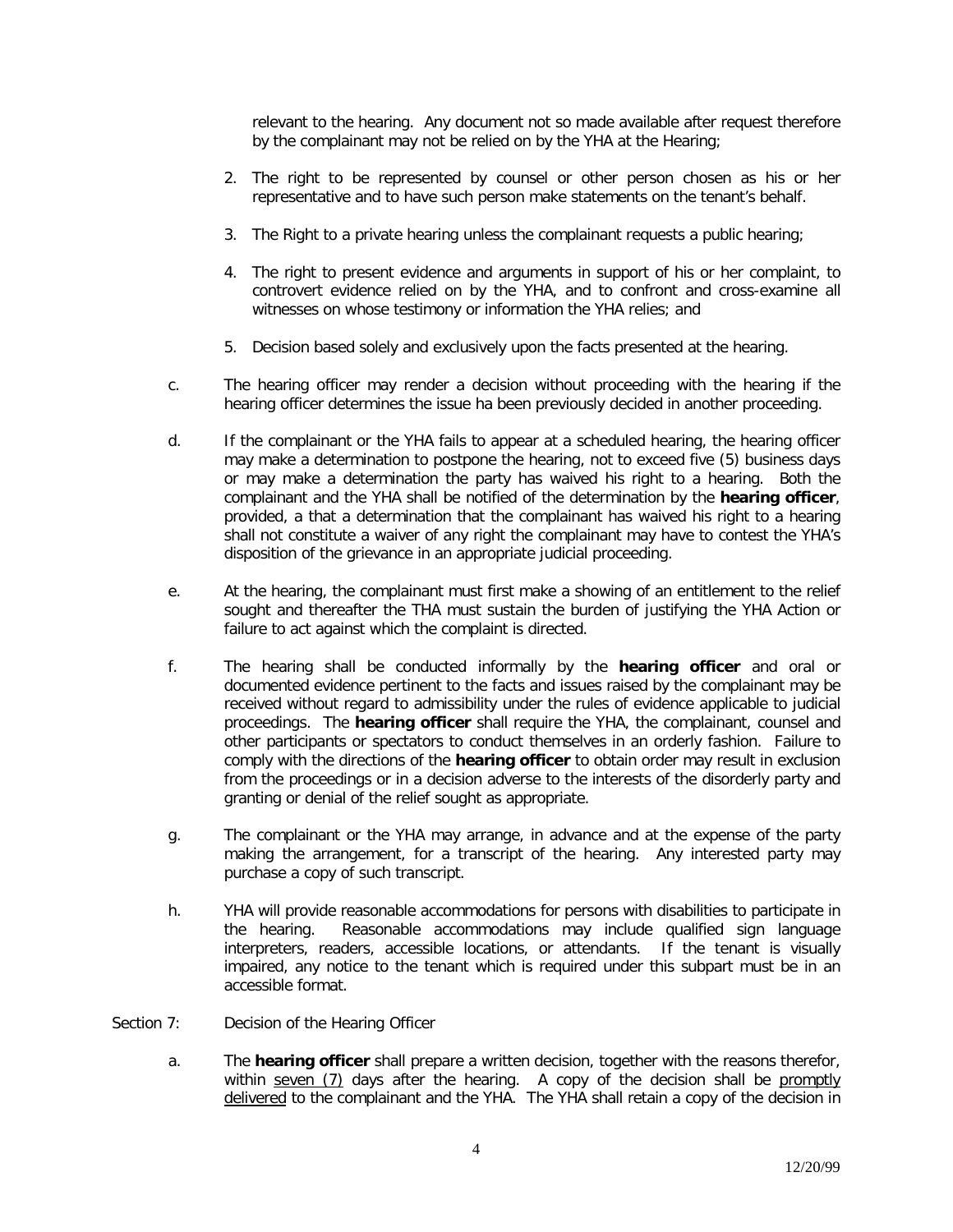relevant to the hearing. Any document not so made available after request therefore by the complainant may not be relied on by the YHA at the Hearing;

2. The right to be represented by counsel or other person chosen as his or her representative and to have such person make statements on the tenant's behalf.

3. The Right to a private hearing unless the complainant requests a public hearing;

4. The right to present evidence and arguments in support of his or her complaint, to controvert evidence relied on by the YHA, and to confront and cross-examine all witnesses on whose testimony or information the YHA relies; and

5. Decision based solely and exclusively upon the facts presented at the hearing.

c. The hearing officer may render a decision without proceeding with the hearing if the hearing officer determines the issue ha been previously decided in another proceeding.

d. If the complainant or the YHA fails to appear at a scheduled hearing, the hearing officer may make a determination to postpone the hearing, not to exceed five (5) business days or may make a determination the party has waived his right to a hearing. Both the complainant and the YHA shall be notified of the determination by the **hearing officer**, provided, a that a determination that the complainant has waived his right to a hearing shall not constitute a waiver of any right the complainant may have to contest the YHA's disposition of the grievance in an appropriate judicial proceeding.

e. At the hearing, the complainant must first make a showing of an entitlement to the relief sought and thereafter the THA must sustain the burden of justifying the YHA Action or failure to act against which the complaint is directed.

f. The hearing shall be conducted informally by the **hearing officer** and oral or documented evidence pertinent to the facts and issues raised by the complainant may be received without regard to admissibility under the rules of evidence applicable to judicial proceedings. The **hearing officer** shall require the YHA, the complainant, counsel and other participants or spectators to conduct themselves in an orderly fashion. Failure to comply with the directions of the **hearing officer** to obtain order may result in exclusion from the proceedings or in a decision adverse to the interests of the disorderly party and granting or denial of the relief sought as appropriate.

g. The complainant or the YHA may arrange, in advance and at the expense of the party making the arrangement, for a transcript of the hearing. Any interested party may purchase a copy of such transcript.

h. YHA will provide reasonable accommodations for persons with disabilities to participate in the hearing. Reasonable accommodations may include qualified sign language interpreters, readers, accessible locations, or attendants. If the tenant is visually impaired, any notice to the tenant which is required under this subpart must be in an accessible format.

Section 7: Decision of the Hearing Officer

a. The **hearing officer** shall prepare a written decision, together with the reasons therefor, within <u>seven (7)</u> days after the hearing. A copy of the decision shall be <u>promptly delivered</u> to the complainant and the YHA. The YHA shall retain a copy of the decision in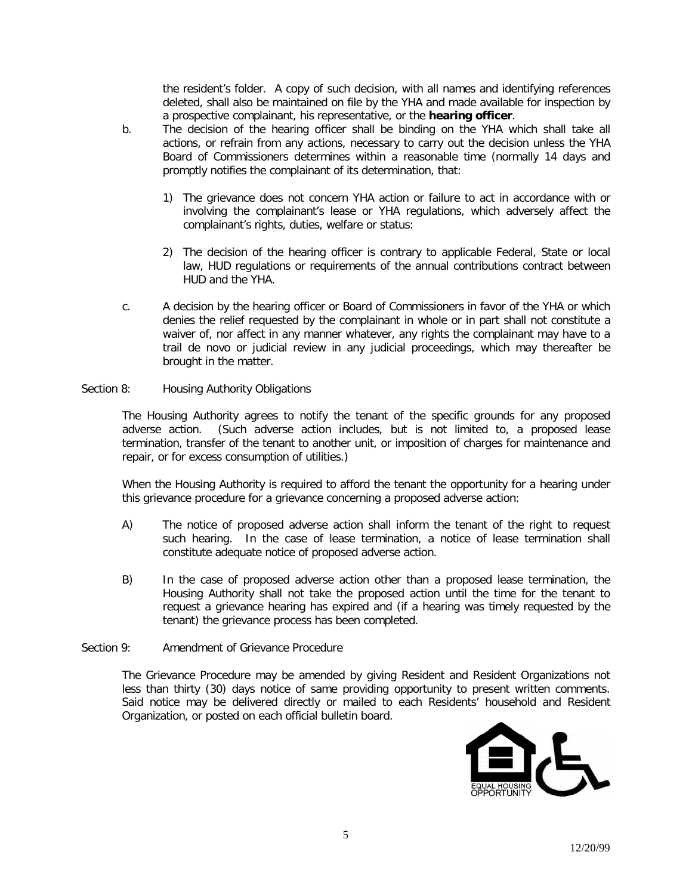the resident's folder. A copy of such decision, with all names and identifying references deleted, shall also be maintained on file by the YHA and made available for inspection by a prospective complainant, his representative, or the **hearing officer**.

b. The decision of the hearing officer shall be binding on the YHA which shall take all actions, or refrain from any actions, necessary to carry out the decision unless the YHA Board of Commissioners determines within a reasonable time (normally 14 days and promptly notifies the complainant of its determination, that:

   1) The grievance does not concern YHA action or failure to act in accordance with or involving the complainant's lease or YHA regulations, which adversely affect the complainant's rights, duties, welfare or status:

   2) The decision of the hearing officer is contrary to applicable Federal, State or local law, HUD regulations or requirements of the annual contributions contract between HUD and the YHA.

c. A decision by the hearing officer or Board of Commissioners in favor of the YHA or which denies the relief requested by the complainant in whole or in part shall not constitute a waiver of, nor affect in any manner whatever, any rights the complainant may have to a trail de novo or judicial review in any judicial proceedings, which may thereafter be brought in the matter.

Section 8: Housing Authority Obligations

The Housing Authority agrees to notify the tenant of the specific grounds for any proposed adverse action. (Such adverse action includes, but is not limited to, a proposed lease termination, transfer of the tenant to another unit, or imposition of charges for maintenance and repair, or for excess consumption of utilities.)

When the Housing Authority is required to afford the tenant the opportunity for a hearing under this grievance procedure for a grievance concerning a proposed adverse action:

A) The notice of proposed adverse action shall inform the tenant of the right to request such hearing. In the case of lease termination, a notice of lease termination shall constitute adequate notice of proposed adverse action.

B) In the case of proposed adverse action other than a proposed lease termination, the Housing Authority shall not take the proposed action until the time for the tenant to request a grievance hearing has expired and (if a hearing was timely requested by the tenant) the grievance process has been completed.

Section 9: Amendment of Grievance Procedure

The Grievance Procedure may be amended by giving Resident and Resident Organizations not less than thirty (30) days notice of same providing opportunity to present written comments. Said notice may be delivered directly or mailed to each Residents' household and Resident Organization, or posted on each official bulletin board.

EQUAL HOUSING OPPORTUNITY

12/20/99